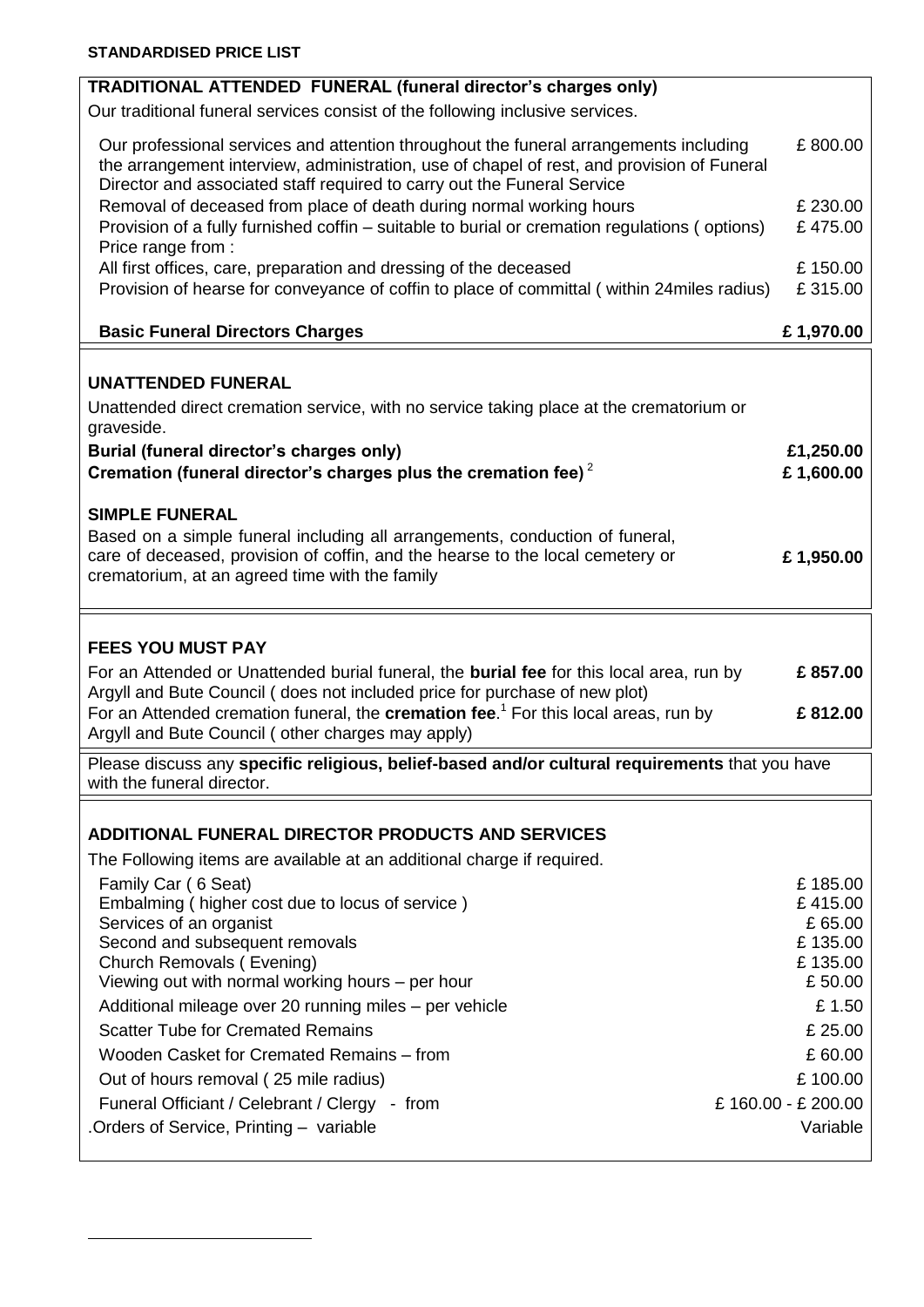**STANDARDISED PRICE LIST**

## TRADITIONAL ATTENDED FUNERAL (funeral director's charges only)

Our traditional funeral services consist of the following inclusive services.

| | |
|---|---|
| Our professional services and attention throughout the funeral arrangements including the arrangement interview, administration, use of chapel of rest, and provision of Funeral Director and associated staff required to carry out the Funeral Service | £ 800.00 |
| Removal of deceased from place of death during normal working hours | £ 230.00 |
| Provision of a fully furnished coffin – suitable to burial or cremation regulations ( options) Price range from : | £ 475.00 |
| All first offices, care, preparation and dressing of the deceased | £ 150.00 |
| Provision of hearse for conveyance of coffin to place of committal ( within 24miles radius) | £ 315.00 |
| **Basic Funeral Directors Charges** | **£ 1,970.00** |

## UNATTENDED FUNERAL

Unattended direct cremation service, with no service taking place at the crematorium or graveside.

| | |
|---|---|
| **Burial (funeral director's charges only)** | **£1,250.00** |
| **Cremation (funeral director's charges plus the cremation fee)** [2] | **£ 1,600.00** |

## SIMPLE FUNERAL

| | |
|---|---|
| Based on a simple funeral including all arrangements, conduction of funeral, care of deceased, provision of coffin, and the hearse to the local cemetery or crematorium, at an agreed time with the family | **£ 1,950.00** |

## FEES YOU MUST PAY

| | |
|---|---|
| For an Attended or Unattended burial funeral, the **burial fee** for this local area, run by Argyll and Bute Council ( does not included price for purchase of new plot) | **£ 857.00** |
| For an Attended cremation funeral, the **cremation fee**.[1] For this local areas, run by Argyll and Bute Council ( other charges may apply) | **£ 812.00** |

Please discuss any **specific religious, belief-based and/or cultural requirements** that you have with the funeral director.

## ADDITIONAL FUNERAL DIRECTOR PRODUCTS AND SERVICES

The Following items are available at an additional charge if required.

| | |
|---|---|
| Family Car ( 6 Seat) | £ 185.00 |
| Embalming ( higher cost due to locus of service ) | £ 415.00 |
| Services of an organist | £ 65.00 |
| Second and subsequent removals | £ 135.00 |
| Church Removals ( Evening) | £ 135.00 |
| Viewing out with normal working hours – per hour | £ 50.00 |
| Additional mileage over 20 running miles – per vehicle | £ 1.50 |
| Scatter Tube for Cremated Remains | £ 25.00 |
| Wooden Casket for Cremated Remains – from | £ 60.00 |
| Out of hours removal ( 25 mile radius) | £ 100.00 |
| Funeral Officiant / Celebrant / Clergy - from | £ 160.00 - £ 200.00 |
| .Orders of Service, Printing – variable | Variable |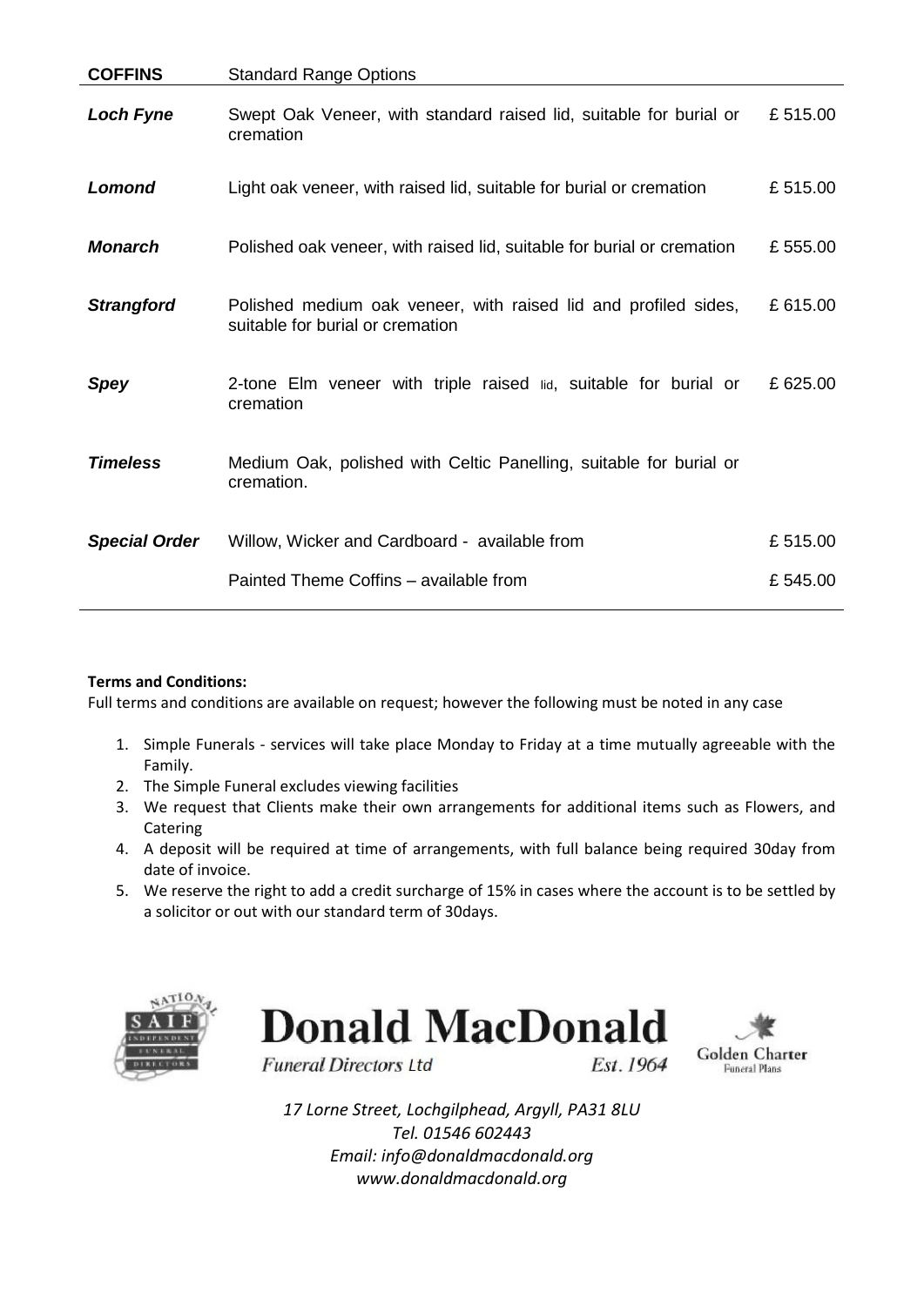| **COFFINS** | Standard Range Options | |
|---|---|---|
| ***Loch Fyne*** | Swept Oak Veneer, with standard raised lid, suitable for burial or cremation | £ 515.00 |
| ***Lomond*** | Light oak veneer, with raised lid, suitable for burial or cremation | £ 515.00 |
| ***Monarch*** | Polished oak veneer, with raised lid, suitable for burial or cremation | £ 555.00 |
| ***Strangford*** | Polished medium oak veneer, with raised lid and profiled sides, suitable for burial or cremation | £ 615.00 |
| ***Spey*** | 2-tone Elm veneer with triple raised lid, suitable for burial or cremation | £ 625.00 |
| ***Timeless*** | Medium Oak, polished with Celtic Panelling, suitable for burial or cremation. | |
| ***Special Order*** | Willow, Wicker and Cardboard - available from | £ 515.00 |
| | Painted Theme Coffins – available from | £ 545.00 |

**Terms and Conditions:**

Full terms and conditions are available on request; however the following must be noted in any case

1. Simple Funerals - services will take place Monday to Friday at a time mutually agreeable with the Family.
2. The Simple Funeral excludes viewing facilities
3. We request that Clients make their own arrangements for additional items such as Flowers, and Catering
4. A deposit will be required at time of arrangements, with full balance being required 30day from date of invoice.
5. We reserve the right to add a credit surcharge of 15% in cases where the account is to be settled by a solicitor or out with our standard term of 30days.

NATIONAL SAIF INDEPENDENT FUNERAL DIRECTORS

**Donald MacDonald**

*Funeral Directors Ltd* *Est. 1964*

Golden Charter Funeral Plans

*17 Lorne Street, Lochgilphead, Argyll, PA31 8LU*
*Tel. 01546 602443*
*Email: info@donaldmacdonald.org*
*www.donaldmacdonald.org*